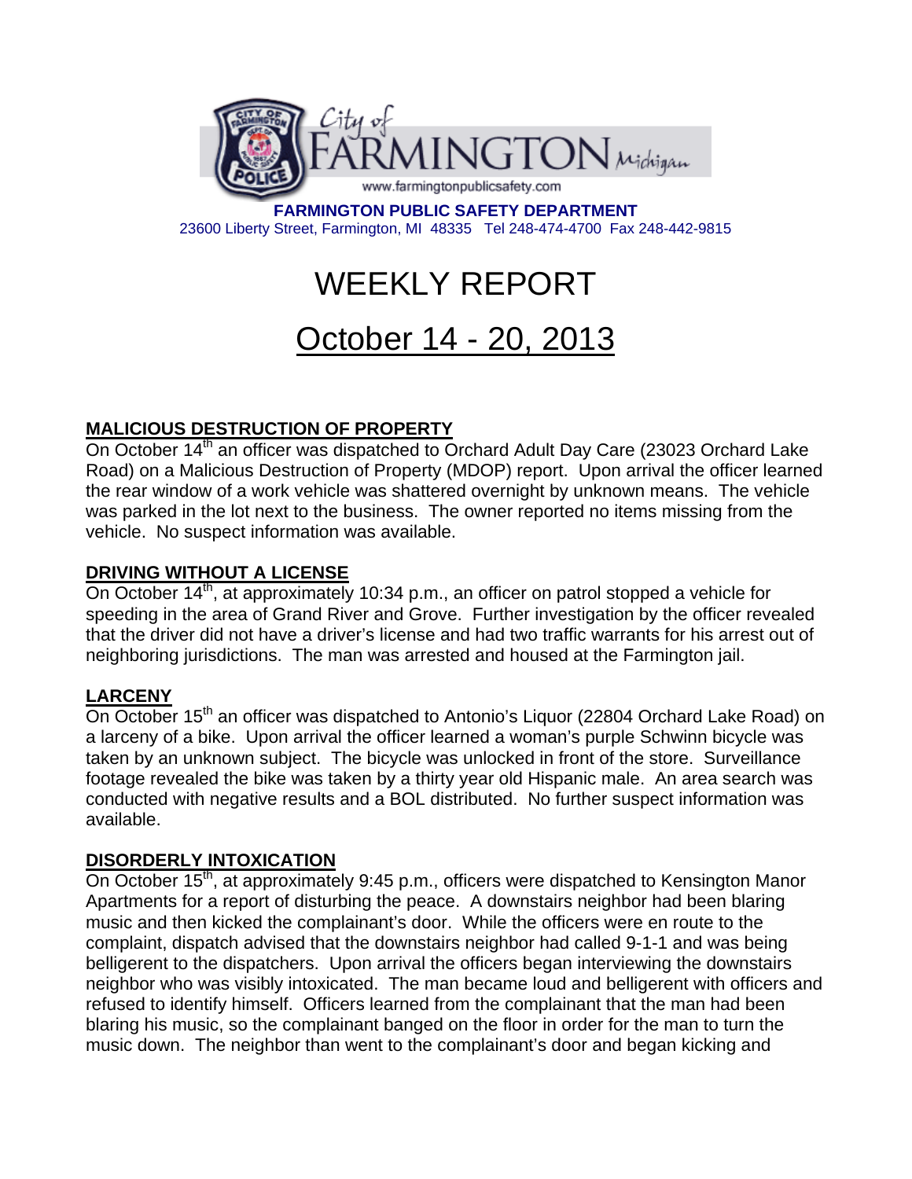City of FARMINGTON Michigan

www.farmingtonpublicsafety.com

**FARMINGTON PUBLIC SAFETY DEPARTMENT**

23600 Liberty Street, Farmington, MI 48335 Tel 248-474-4700 Fax 248-442-9815

# WEEKLY REPORT

# October 14 - 20, 2013

## MALICIOUS DESTRUCTION OF PROPERTY

On October 14th an officer was dispatched to Orchard Adult Day Care (23023 Orchard Lake Road) on a Malicious Destruction of Property (MDOP) report. Upon arrival the officer learned the rear window of a work vehicle was shattered overnight by unknown means. The vehicle was parked in the lot next to the business. The owner reported no items missing from the vehicle. No suspect information was available.

## DRIVING WITHOUT A LICENSE

On October 14th, at approximately 10:34 p.m., an officer on patrol stopped a vehicle for speeding in the area of Grand River and Grove. Further investigation by the officer revealed that the driver did not have a driver's license and had two traffic warrants for his arrest out of neighboring jurisdictions. The man was arrested and housed at the Farmington jail.

## LARCENY

On October 15th an officer was dispatched to Antonio's Liquor (22804 Orchard Lake Road) on a larceny of a bike. Upon arrival the officer learned a woman's purple Schwinn bicycle was taken by an unknown subject. The bicycle was unlocked in front of the store. Surveillance footage revealed the bike was taken by a thirty year old Hispanic male. An area search was conducted with negative results and a BOL distributed. No further suspect information was available.

## DISORDERLY INTOXICATION

On October 15th, at approximately 9:45 p.m., officers were dispatched to Kensington Manor Apartments for a report of disturbing the peace. A downstairs neighbor had been blaring music and then kicked the complainant's door. While the officers were en route to the complaint, dispatch advised that the downstairs neighbor had called 9-1-1 and was being belligerent to the dispatchers. Upon arrival the officers began interviewing the downstairs neighbor who was visibly intoxicated. The man became loud and belligerent with officers and refused to identify himself. Officers learned from the complainant that the man had been blaring his music, so the complainant banged on the floor in order for the man to turn the music down. The neighbor than went to the complainant's door and began kicking and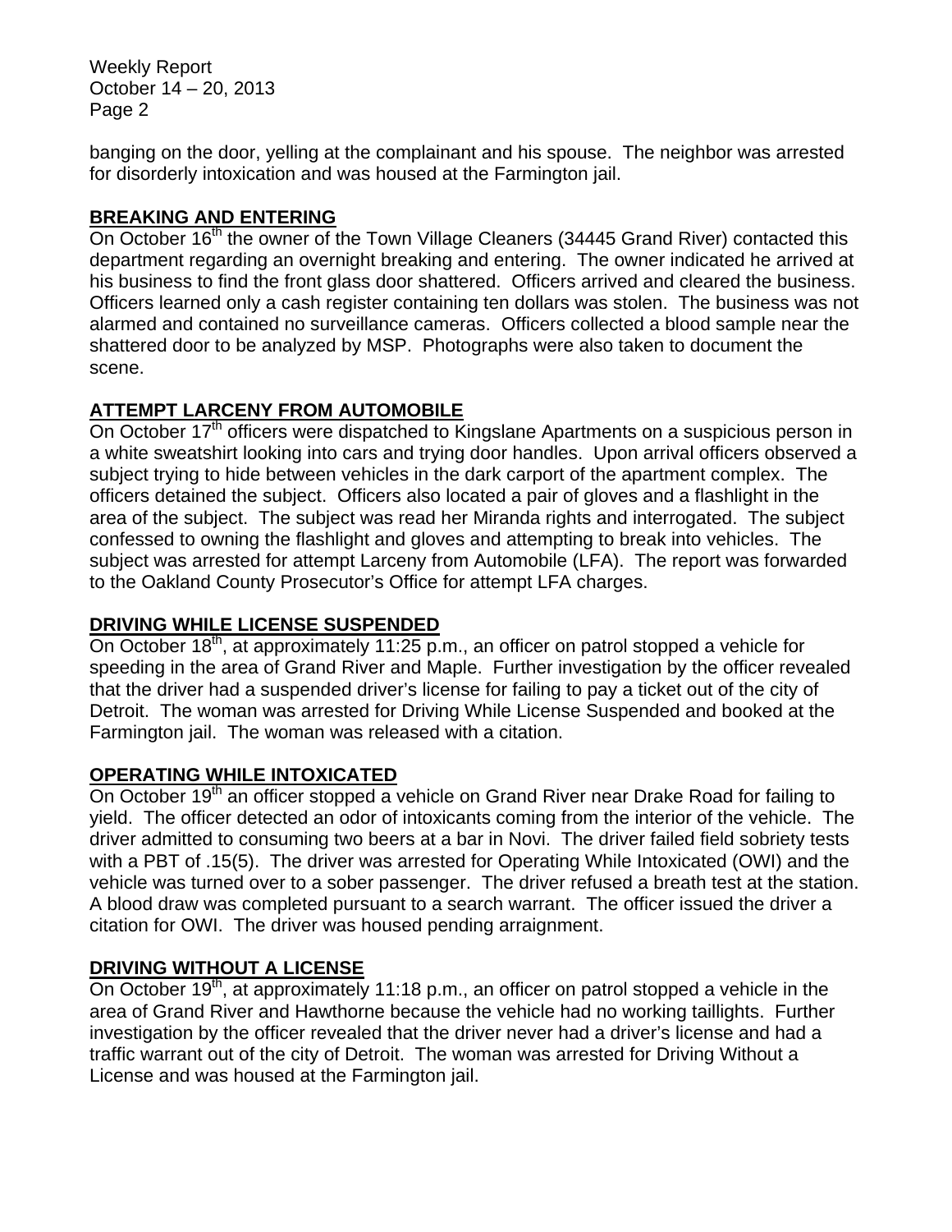banging on the door, yelling at the complainant and his spouse. The neighbor was arrested for disorderly intoxication and was housed at the Farmington jail.

## BREAKING AND ENTERING

On October 16th the owner of the Town Village Cleaners (34445 Grand River) contacted this department regarding an overnight breaking and entering. The owner indicated he arrived at his business to find the front glass door shattered. Officers arrived and cleared the business. Officers learned only a cash register containing ten dollars was stolen. The business was not alarmed and contained no surveillance cameras. Officers collected a blood sample near the shattered door to be analyzed by MSP. Photographs were also taken to document the scene.

## ATTEMPT LARCENY FROM AUTOMOBILE

On October 17th officers were dispatched to Kingslane Apartments on a suspicious person in a white sweatshirt looking into cars and trying door handles. Upon arrival officers observed a subject trying to hide between vehicles in the dark carport of the apartment complex. The officers detained the subject. Officers also located a pair of gloves and a flashlight in the area of the subject. The subject was read her Miranda rights and interrogated. The subject confessed to owning the flashlight and gloves and attempting to break into vehicles. The subject was arrested for attempt Larceny from Automobile (LFA). The report was forwarded to the Oakland County Prosecutor's Office for attempt LFA charges.

## DRIVING WHILE LICENSE SUSPENDED

On October 18th, at approximately 11:25 p.m., an officer on patrol stopped a vehicle for speeding in the area of Grand River and Maple. Further investigation by the officer revealed that the driver had a suspended driver's license for failing to pay a ticket out of the city of Detroit. The woman was arrested for Driving While License Suspended and booked at the Farmington jail. The woman was released with a citation.

## OPERATING WHILE INTOXICATED

On October 19th an officer stopped a vehicle on Grand River near Drake Road for failing to yield. The officer detected an odor of intoxicants coming from the interior of the vehicle. The driver admitted to consuming two beers at a bar in Novi. The driver failed field sobriety tests with a PBT of .15(5). The driver was arrested for Operating While Intoxicated (OWI) and the vehicle was turned over to a sober passenger. The driver refused a breath test at the station. A blood draw was completed pursuant to a search warrant. The officer issued the driver a citation for OWI. The driver was housed pending arraignment.

## DRIVING WITHOUT A LICENSE

On October 19th, at approximately 11:18 p.m., an officer on patrol stopped a vehicle in the area of Grand River and Hawthorne because the vehicle had no working taillights. Further investigation by the officer revealed that the driver never had a driver's license and had a traffic warrant out of the city of Detroit. The woman was arrested for Driving Without a License and was housed at the Farmington jail.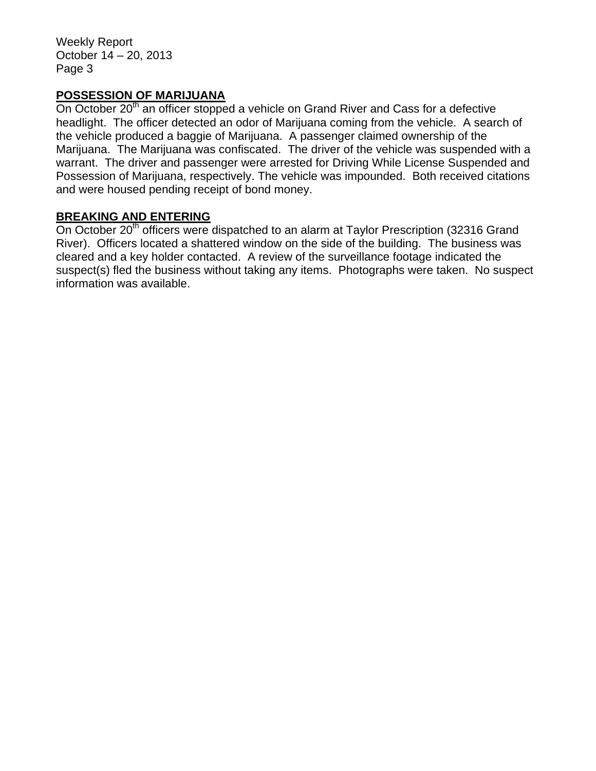## POSSESSION OF MARIJUANA

On October 20th an officer stopped a vehicle on Grand River and Cass for a defective headlight. The officer detected an odor of Marijuana coming from the vehicle. A search of the vehicle produced a baggie of Marijuana. A passenger claimed ownership of the Marijuana. The Marijuana was confiscated. The driver of the vehicle was suspended with a warrant. The driver and passenger were arrested for Driving While License Suspended and Possession of Marijuana, respectively. The vehicle was impounded. Both received citations and were housed pending receipt of bond money.

## BREAKING AND ENTERING

On October 20th officers were dispatched to an alarm at Taylor Prescription (32316 Grand River). Officers located a shattered window on the side of the building. The business was cleared and a key holder contacted. A review of the surveillance footage indicated the suspect(s) fled the business without taking any items. Photographs were taken. No suspect information was available.